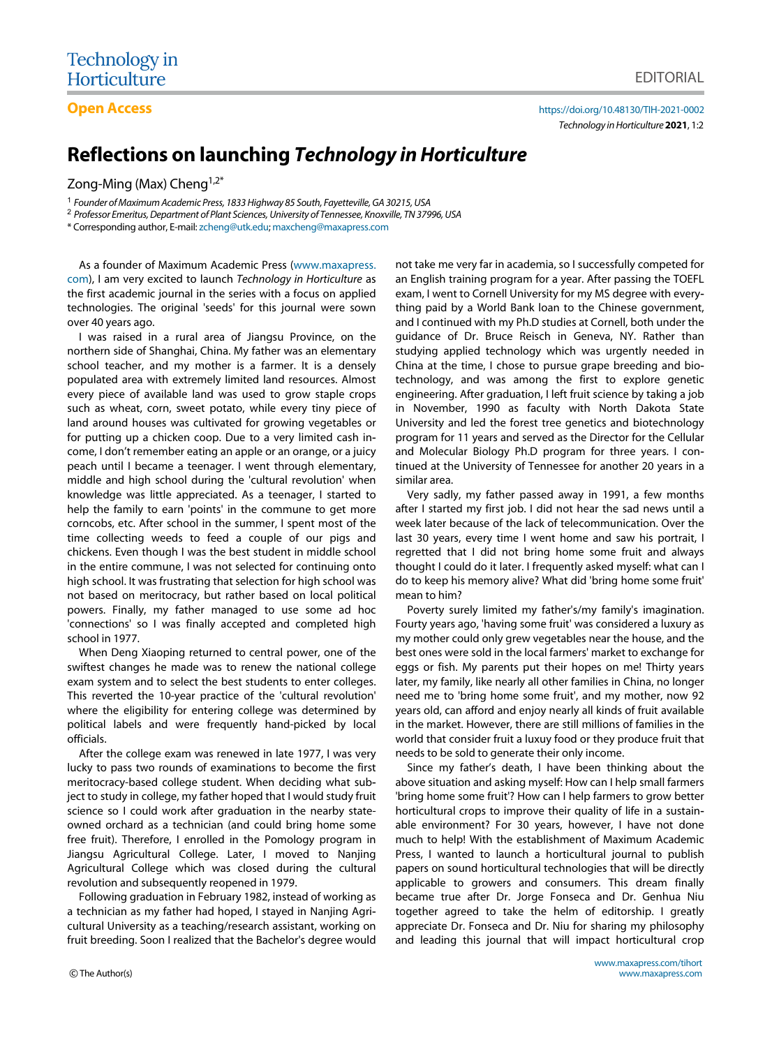Technology in Horticulture

EDITORIAL

**Open Access**

https://doi.org/10.48130/TIH-2021-0002

*Technology in Horticulture* **2021**, 1:2

# Reflections on launching *Technology in Horticulture*

Zong-Ming (Max) Cheng[1,2*]

[1] *Founder of Maximum Academic Press, 1833 Highway 85 South, Fayetteville, GA 30215, USA*

[2] *Professor Emeritus, Department of Plant Sciences, University of Tennessee, Knoxville, TN 37996, USA*

\* Corresponding author, E-mail: zcheng@utk.edu; maxcheng@maxapress.com

As a founder of Maximum Academic Press (www.maxapress.com), I am very excited to launch *Technology in Horticulture* as the first academic journal in the series with a focus on applied technologies. The original 'seeds' for this journal were sown over 40 years ago.

I was raised in a rural area of Jiangsu Province, on the northern side of Shanghai, China. My father was an elementary school teacher, and my mother is a farmer. It is a densely populated area with extremely limited land resources. Almost every piece of available land was used to grow staple crops such as wheat, corn, sweet potato, while every tiny piece of land around houses was cultivated for growing vegetables or for putting up a chicken coop. Due to a very limited cash income, I don't remember eating an apple or an orange, or a juicy peach until I became a teenager. I went through elementary, middle and high school during the 'cultural revolution' when knowledge was little appreciated. As a teenager, I started to help the family to earn 'points' in the commune to get more corncobs, etc. After school in the summer, I spent most of the time collecting weeds to feed a couple of our pigs and chickens. Even though I was the best student in middle school in the entire commune, I was not selected for continuing onto high school. It was frustrating that selection for high school was not based on meritocracy, but rather based on local political powers. Finally, my father managed to use some ad hoc 'connections' so I was finally accepted and completed high school in 1977.

When Deng Xiaoping returned to central power, one of the swiftest changes he made was to renew the national college exam system and to select the best students to enter colleges. This reverted the 10-year practice of the 'cultural revolution' where the eligibility for entering college was determined by political labels and were frequently hand-picked by local officials.

After the college exam was renewed in late 1977, I was very lucky to pass two rounds of examinations to become the first meritocracy-based college student. When deciding what subject to study in college, my father hoped that I would study fruit science so I could work after graduation in the nearby state-owned orchard as a technician (and could bring home some free fruit). Therefore, I enrolled in the Pomology program in Jiangsu Agricultural College. Later, I moved to Nanjing Agricultural College which was closed during the cultural revolution and subsequently reopened in 1979.

Following graduation in February 1982, instead of working as a technician as my father had hoped, I stayed in Nanjing Agricultural University as a teaching/research assistant, working on fruit breeding. Soon I realized that the Bachelor's degree would not take me very far in academia, so I successfully competed for an English training program for a year. After passing the TOEFL exam, I went to Cornell University for my MS degree with everything paid by a World Bank loan to the Chinese government, and I continued with my Ph.D studies at Cornell, both under the guidance of Dr. Bruce Reisch in Geneva, NY. Rather than studying applied technology which was urgently needed in China at the time, I chose to pursue grape breeding and biotechnology, and was among the first to explore genetic engineering. After graduation, I left fruit science by taking a job in November, 1990 as faculty with North Dakota State University and led the forest tree genetics and biotechnology program for 11 years and served as the Director for the Cellular and Molecular Biology Ph.D program for three years. I continued at the University of Tennessee for another 20 years in a similar area.

Very sadly, my father passed away in 1991, a few months after I started my first job. I did not hear the sad news until a week later because of the lack of telecommunication. Over the last 30 years, every time I went home and saw his portrait, I regretted that I did not bring home some fruit and always thought I could do it later. I frequently asked myself: what can I do to keep his memory alive? What did 'bring home some fruit' mean to him?

Poverty surely limited my father's/my family's imagination. Fourty years ago, 'having some fruit' was considered a luxury as my mother could only grew vegetables near the house, and the best ones were sold in the local farmers' market to exchange for eggs or fish. My parents put their hopes on me! Thirty years later, my family, like nearly all other families in China, no longer need me to 'bring home some fruit', and my mother, now 92 years old, can afford and enjoy nearly all kinds of fruit available in the market. However, there are still millions of families in the world that consider fruit a luxy food or they produce fruit that needs to be sold to generate their only income.

Since my father's death, I have been thinking about the above situation and asking myself: How can I help small farmers 'bring home some fruit'? How can I help farmers to grow better horticultural crops to improve their quality of life in a sustainable environment? For 30 years, however, I have not done much to help! With the establishment of Maximum Academic Press, I wanted to launch a horticultural journal to publish papers on sound horticultural technologies that will be directly applicable to growers and consumers. This dream finally became true after Dr. Jorge Fonseca and Dr. Genhua Niu together agreed to take the helm of editorship. I greatly appreciate Dr. Fonseca and Dr. Niu for sharing my philosophy and leading this journal that will impact horticultural crop

© The Author(s)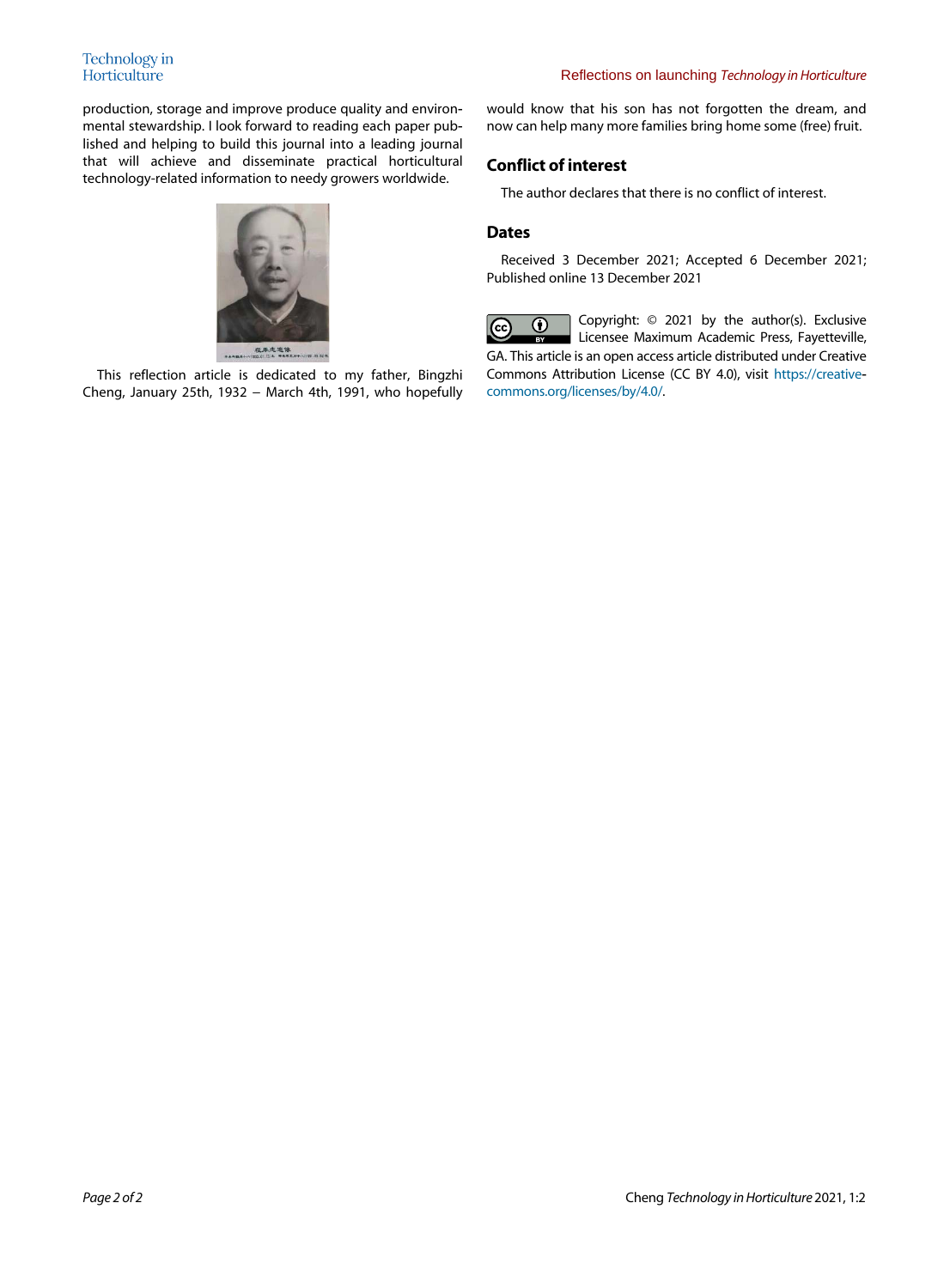production, storage and improve produce quality and environmental stewardship. I look forward to reading each paper published and helping to build this journal into a leading journal that will achieve and disseminate practical horticultural technology-related information to needy growers worldwide.

This reflection article is dedicated to my father, Bingzhi Cheng, January 25th, 1932 – March 4th, 1991, who hopefully would know that his son has not forgotten the dream, and now can help many more families bring home some (free) fruit.

## Conflict of interest

The author declares that there is no conflict of interest.

## Dates

Received 3 December 2021; Accepted 6 December 2021; Published online 13 December 2021

Copyright: © 2021 by the author(s). Exclusive Licensee Maximum Academic Press, Fayetteville, GA. This article is an open access article distributed under Creative Commons Attribution License (CC BY 4.0), visit https://creativecommons.org/licenses/by/4.0/.